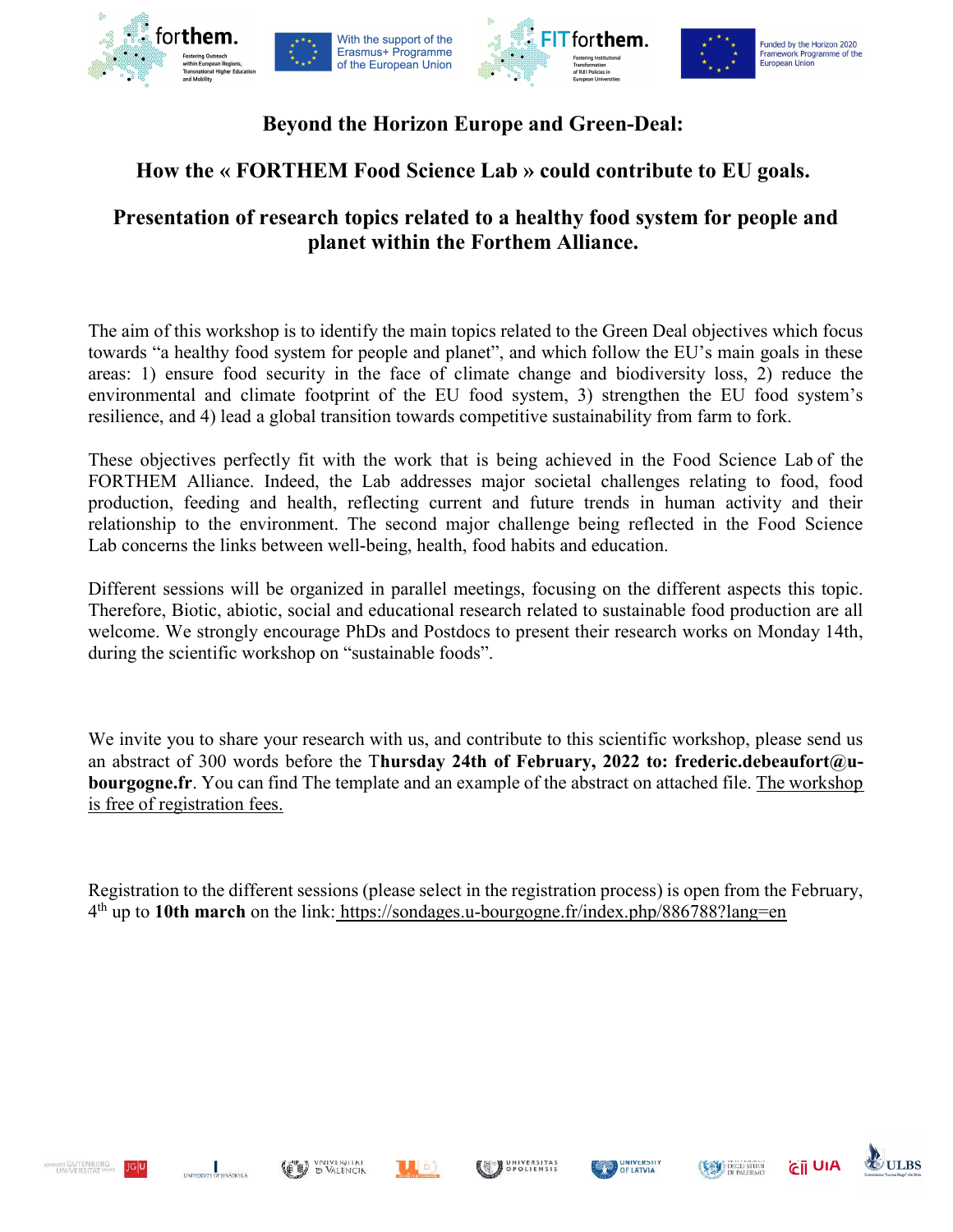# Beyond the Horizon Europe and Green-Deal:

## How the « FORTHEM Food Science Lab » could contribute to EU goals.

## Presentation of research topics related to a healthy food system for people and planet within the Forthem Alliance.

The aim of this workshop is to identify the main topics related to the Green Deal objectives which focus towards "a healthy food system for people and planet", and which follow the EU's main goals in these areas: 1) ensure food security in the face of climate change and biodiversity loss, 2) reduce the environmental and climate footprint of the EU food system, 3) strengthen the EU food system's resilience, and 4) lead a global transition towards competitive sustainability from farm to fork.

These objectives perfectly fit with the work that is being achieved in the Food Science Lab of the FORTHEM Alliance. Indeed, the Lab addresses major societal challenges relating to food, food production, feeding and health, reflecting current and future trends in human activity and their relationship to the environment. The second major challenge being reflected in the Food Science Lab concerns the links between well-being, health, food habits and education.

Different sessions will be organized in parallel meetings, focusing on the different aspects this topic. Therefore, Biotic, abiotic, social and educational research related to sustainable food production are all welcome. We strongly encourage PhDs and Postdocs to present their research works on Monday 14th, during the scientific workshop on "sustainable foods".

We invite you to share your research with us, and contribute to this scientific workshop, please send us an abstract of 300 words before the T**hursday 24th of February, 2022 to: frederic.debeaufort@u-bourgogne.fr**. You can find The template and an example of the abstract on attached file. <u>The workshop is free of registration fees.</u>

Registration to the different sessions (please select in the registration process) is open from the February, 4th up to **10th march** on the link: <u>https://sondages.u-bourgogne.fr/index.php/886788?lang=en</u>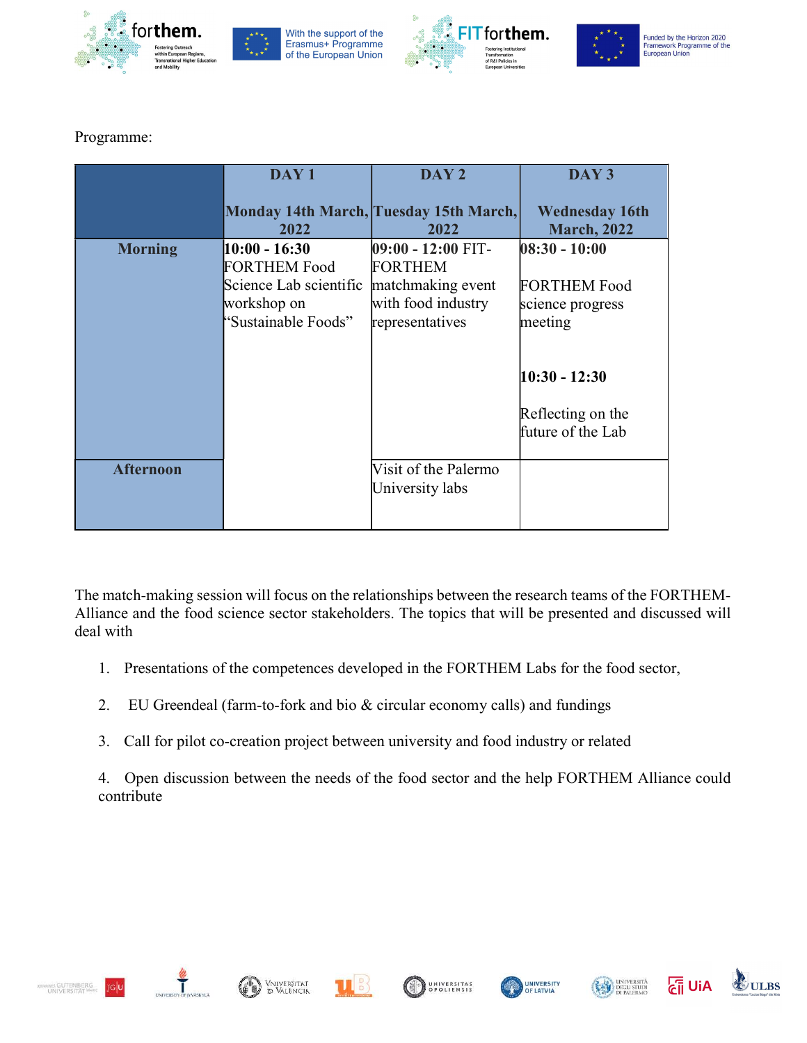Programme:

| | DAY 1<br><br>Monday 14th March, 2022 | DAY 2<br><br>Tuesday 15th March, 2022 | DAY 3<br><br>Wednesday 16th March, 2022 |
|---|---|---|---|
| **Morning** | **10:00 - 16:30**<br>FORTHEM Food Science Lab scientific workshop on "Sustainable Foods" | **09:00 - 12:00** FIT-FORTHEM matchmaking event with food industry representatives | **08:30 - 10:00**<br><br>FORTHEM Food science progress meeting<br><br>**10:30 - 12:30**<br><br>Reflecting on the future of the Lab |
| **Afternoon** | | Visit of the Palermo University labs | |

The match-making session will focus on the relationships between the research teams of the FORTHEM-Alliance and the food science sector stakeholders. The topics that will be presented and discussed will deal with

1. Presentations of the competences developed in the FORTHEM Labs for the food sector,
2. EU Greendeal (farm-to-fork and bio & circular economy calls) and fundings
3. Call for pilot co-creation project between university and food industry or related
4. Open discussion between the needs of the food sector and the help FORTHEM Alliance could contribute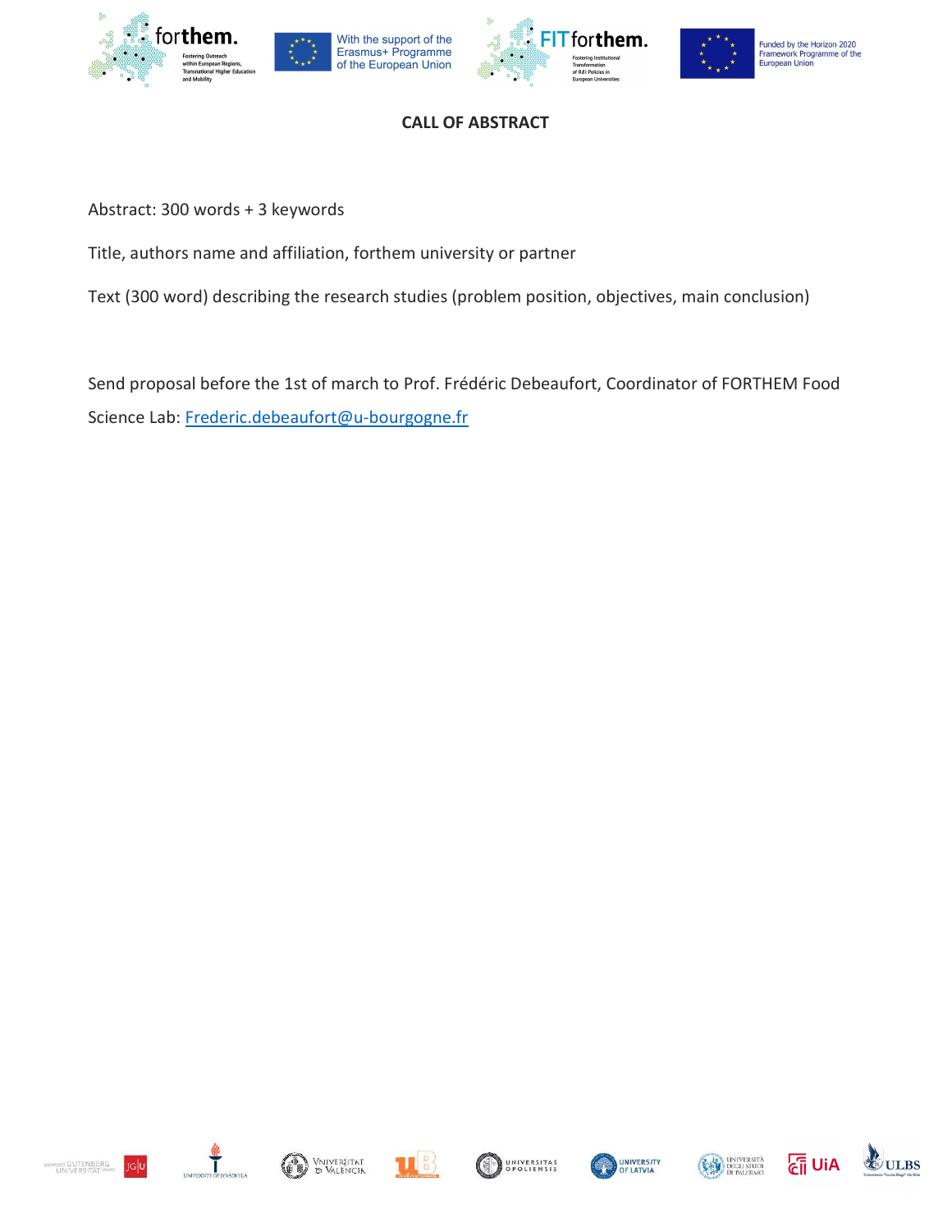**CALL OF ABSTRACT**

Abstract: 300 words + 3 keywords

Title, authors name and affiliation, forthem university or partner

Text (300 word) describing the research studies (problem position, objectives, main conclusion)

Send proposal before the 1st of march to Prof. Frédéric Debeaufort, Coordinator of FORTHEM Food Science Lab: Frederic.debeaufort@u-bourgogne.fr